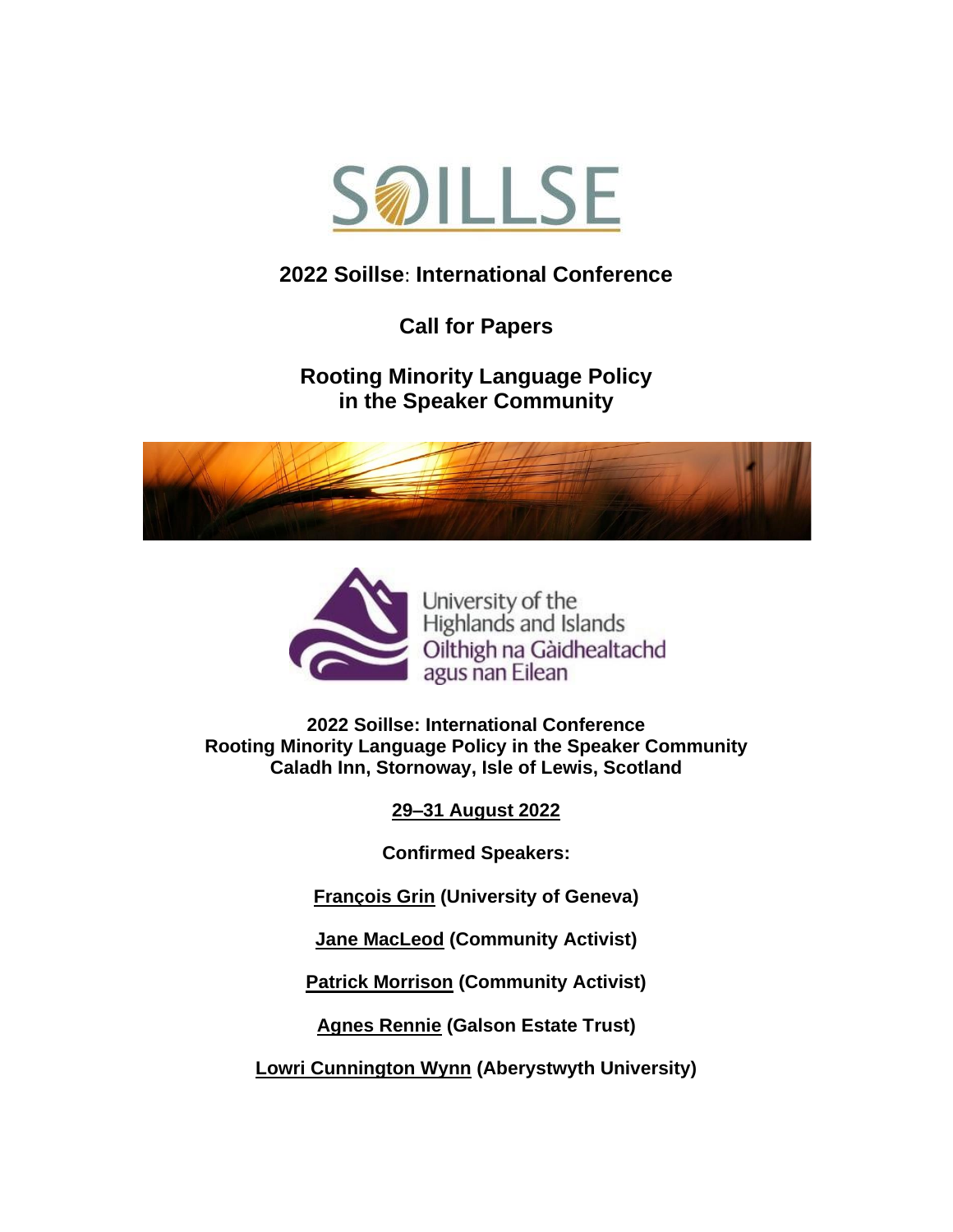# SOILLSE

## 2022 Soillse: International Conference

## Call for Papers

## Rooting Minority Language Policy in the Speaker Community

University of the Highlands and Islands
Oilthigh na Gàidhealtachd agus nan Eilean

**2022 Soillse: International Conference**
**Rooting Minority Language Policy in the Speaker Community**
**Caladh Inn, Stornoway, Isle of Lewis, Scotland**

**29–31 August 2022**

**Confirmed Speakers:**

**François Grin (University of Geneva)**

**Jane MacLeod (Community Activist)**

**Patrick Morrison (Community Activist)**

**Agnes Rennie (Galson Estate Trust)**

**Lowri Cunnington Wynn (Aberystwyth University)**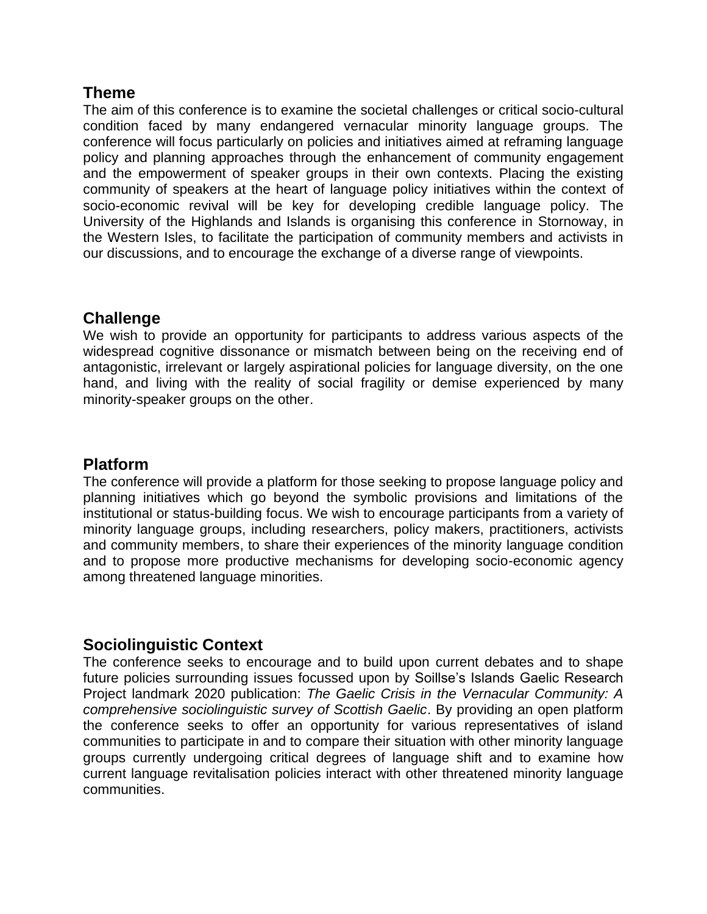## Theme

The aim of this conference is to examine the societal challenges or critical socio-cultural condition faced by many endangered vernacular minority language groups. The conference will focus particularly on policies and initiatives aimed at reframing language policy and planning approaches through the enhancement of community engagement and the empowerment of speaker groups in their own contexts. Placing the existing community of speakers at the heart of language policy initiatives within the context of socio-economic revival will be key for developing credible language policy. The University of the Highlands and Islands is organising this conference in Stornoway, in the Western Isles, to facilitate the participation of community members and activists in our discussions, and to encourage the exchange of a diverse range of viewpoints.

## Challenge

We wish to provide an opportunity for participants to address various aspects of the widespread cognitive dissonance or mismatch between being on the receiving end of antagonistic, irrelevant or largely aspirational policies for language diversity, on the one hand, and living with the reality of social fragility or demise experienced by many minority-speaker groups on the other.

## Platform

The conference will provide a platform for those seeking to propose language policy and planning initiatives which go beyond the symbolic provisions and limitations of the institutional or status-building focus. We wish to encourage participants from a variety of minority language groups, including researchers, policy makers, practitioners, activists and community members, to share their experiences of the minority language condition and to propose more productive mechanisms for developing socio-economic agency among threatened language minorities.

## Sociolinguistic Context

The conference seeks to encourage and to build upon current debates and to shape future policies surrounding issues focussed upon by Soillse's Islands Gaelic Research Project landmark 2020 publication: *The Gaelic Crisis in the Vernacular Community: A comprehensive sociolinguistic survey of Scottish Gaelic*. By providing an open platform the conference seeks to offer an opportunity for various representatives of island communities to participate in and to compare their situation with other minority language groups currently undergoing critical degrees of language shift and to examine how current language revitalisation policies interact with other threatened minority language communities.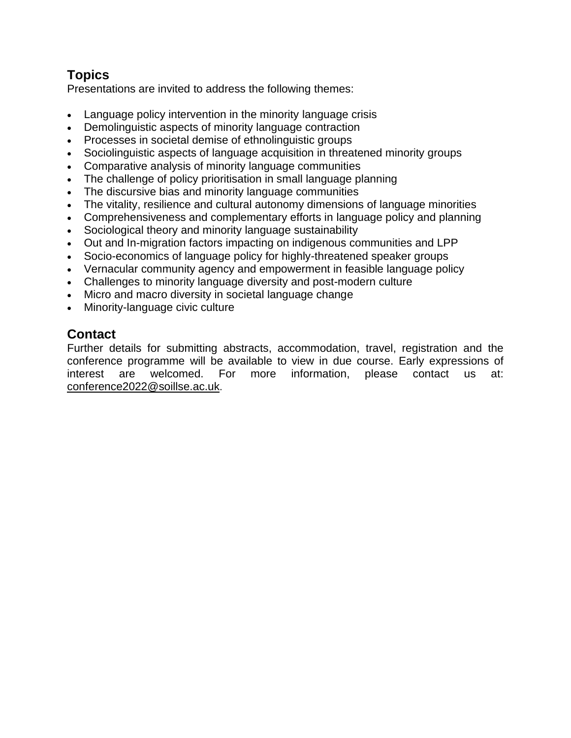## Topics

Presentations are invited to address the following themes:

- Language policy intervention in the minority language crisis
- Demolinguistic aspects of minority language contraction
- Processes in societal demise of ethnolinguistic groups
- Sociolinguistic aspects of language acquisition in threatened minority groups
- Comparative analysis of minority language communities
- The challenge of policy prioritisation in small language planning
- The discursive bias and minority language communities
- The vitality, resilience and cultural autonomy dimensions of language minorities
- Comprehensiveness and complementary efforts in language policy and planning
- Sociological theory and minority language sustainability
- Out and In-migration factors impacting on indigenous communities and LPP
- Socio-economics of language policy for highly-threatened speaker groups
- Vernacular community agency and empowerment in feasible language policy
- Challenges to minority language diversity and post-modern culture
- Micro and macro diversity in societal language change
- Minority-language civic culture

## Contact

Further details for submitting abstracts, accommodation, travel, registration and the conference programme will be available to view in due course. Early expressions of interest are welcomed. For more information, please contact us at: conference2022@soillse.ac.uk.